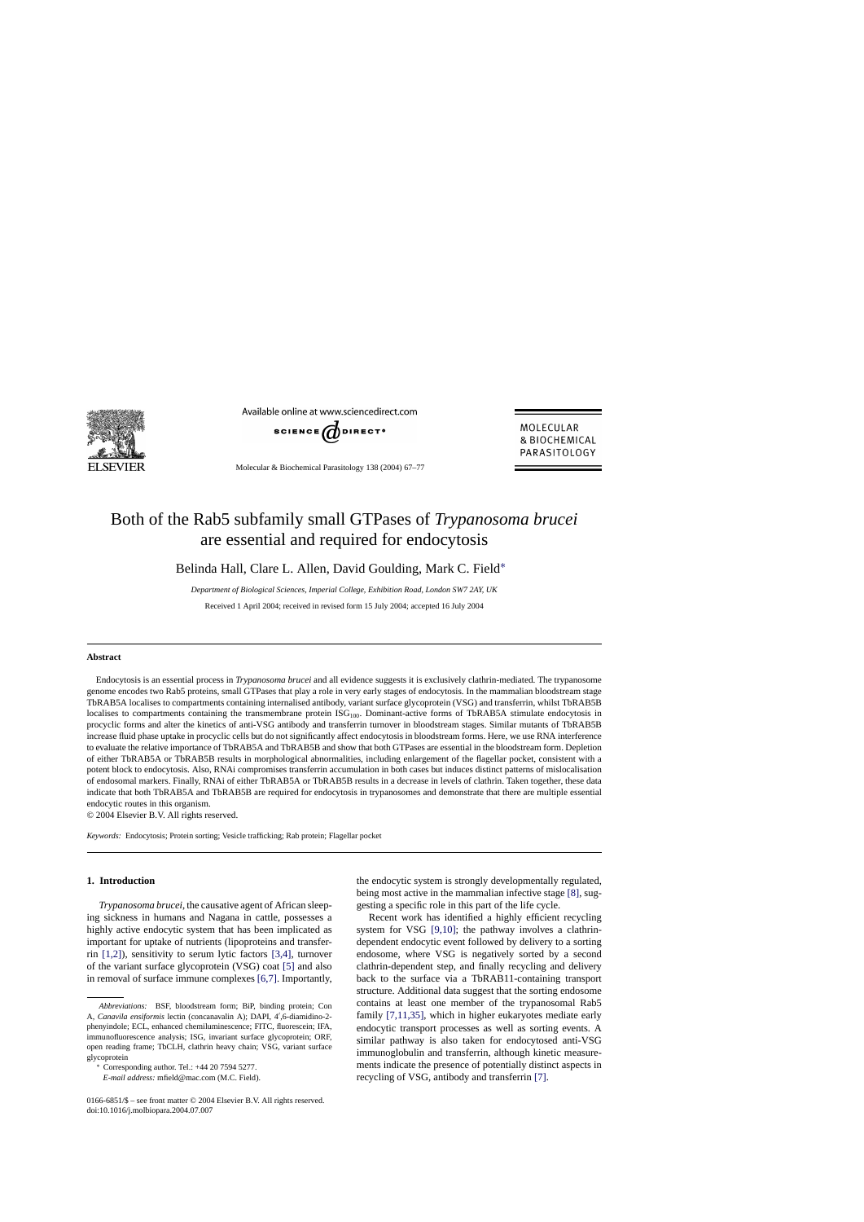# Both of the Rab5 subfamily small GTPases of *Trypanosoma brucei* are essential and required for endocytosis

Belinda Hall, Clare L. Allen, David Goulding, Mark C. Field*

*Department of Biological Sciences, Imperial College, Exhibition Road, London SW7 2AY, UK*

Received 1 April 2004; received in revised form 15 July 2004; accepted 16 July 2004

## Abstract

Endocytosis is an essential process in *Trypanosoma brucei* and all evidence suggests it is exclusively clathrin-mediated. The trypanosome genome encodes two Rab5 proteins, small GTPases that play a role in very early stages of endocytosis. In the mammalian bloodstream stage TbRAB5A localises to compartments containing internalised antibody, variant surface glycoprotein (VSG) and transferrin, whilst TbRAB5B localises to compartments containing the transmembrane protein $ISG_{100}$. Dominant-active forms of TbRAB5A stimulate endocytosis in procyclic forms and alter the kinetics of anti-VSG antibody and transferrin turnover in bloodstream stages. Similar mutants of TbRAB5B increase fluid phase uptake in procyclic cells but do not significantly affect endocytosis in bloodstream forms. Here, we use RNA interference to evaluate the relative importance of TbRAB5A and TbRAB5B and show that both GTPases are essential in the bloodstream form. Depletion of either TbRAB5A or TbRAB5B results in morphological abnormalities, including enlargement of the flagellar pocket, consistent with a potent block to endocytosis. Also, RNAi compromises transferrin accumulation in both cases but induces distinct patterns of mislocalisation of endosomal markers. Finally, RNAi of either TbRAB5A or TbRAB5B results in a decrease in levels of clathrin. Taken together, these data indicate that both TbRAB5A and TbRAB5B are required for endocytosis in trypanosomes and demonstrate that there are multiple essential endocytic routes in this organism.

© 2004 Elsevier B.V. All rights reserved.

*Keywords:* Endocytosis; Protein sorting; Vesicle trafficking; Rab protein; Flagellar pocket

## 1. Introduction

*Trypanosoma brucei*, the causative agent of African sleeping sickness in humans and Nagana in cattle, possesses a highly active endocytic system that has been implicated as important for uptake of nutrients (lipoproteins and transferrin [1,2]), sensitivity to serum lytic factors [3,4], turnover of the variant surface glycoprotein (VSG) coat [5] and also in removal of surface immune complexes [6,7]. Importantly, the endocytic system is strongly developmentally regulated, being most active in the mammalian infective stage [8], suggesting a specific role in this part of the life cycle.

Recent work has identified a highly efficient recycling system for VSG [9,10]; the pathway involves a clathrin-dependent endocytic event followed by delivery to a sorting endosome, where VSG is negatively sorted by a second clathrin-dependent step, and finally recycling and delivery back to the surface via a TbRAB11-containing transport structure. Additional data suggest that the sorting endosome contains at least one member of the trypanosomal Rab5 family [7,11,35], which in higher eukaryotes mediate early endocytic transport processes as well as sorting events. A similar pathway is also taken for endocytosed anti-VSG immunoglobulin and transferrin, although kinetic measurements indicate the presence of potentially distinct aspects in recycling of VSG, antibody and transferrin [7].

---

*Abbreviations:* BSF, bloodstream form; BiP, binding protein; Con A, *Canavila ensiformis* lectin (concanavalin A); DAPI, 4′,6-diamidino-2-phenyindole; ECL, enhanced chemiluminescence; FITC, fluorescein; IFA, immunofluorescence analysis; ISG, invariant surface glycoprotein; ORF, open reading frame; TbCLH, clathrin heavy chain; VSG, variant surface glycoprotein

* Corresponding author. Tel.: +44 20 7594 5277.
*E-mail address:* mfield@mac.com (M.C. Field).

0166-6851/$ – see front matter © 2004 Elsevier B.V. All rights reserved.
doi:10.1016/j.molbiopara.2004.07.007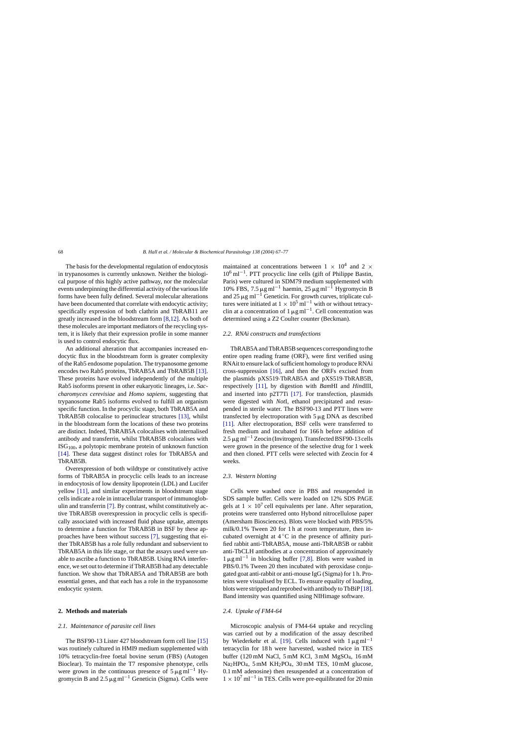The basis for the developmental regulation of endocytosis in trypanosomes is currently unknown. Neither the biological purpose of this highly active pathway, nor the molecular events underpinning the differential activity of the various life forms have been fully defined. Several molecular alterations have been documented that correlate with endocytic activity; specifically expression of both clathrin and TbRAB11 are greatly increased in the bloodstream form [8,12]. As both of these molecules are important mediators of the recycling system, it is likely that their expression profile in some manner is used to control endocytic flux.

An additional alteration that accompanies increased endocytic flux in the bloodstream form is greater complexity of the Rab5 endosome population. The trypanosome genome encodes two Rab5 proteins, TbRAB5A and TbRAB5B [13]. These proteins have evolved independently of the multiple Rab5 isoforms present in other eukaryotic lineages, i.e. *Saccharomyces cerevisiae* and *Homo sapiens*, suggesting that trypanosome Rab5 isoforms evolved to fulfill an organism specific function. In the procyclic stage, both TbRAB5A and TbRAB5B colocalise to perinuclear structures [13], whilst in the bloodstream form the locations of these two proteins are distinct. Indeed, TbRAB5A colocalises with internalised antibody and transferrin, whilst TbRAB5B colocalises with $ISG_{100}$, a polytopic membrane protein of unknown function [14]. These data suggest distinct roles for TbRAB5A and TbRAB5B.

Overexpression of both wildtype or constitutively active forms of TbRAB5A in procyclic cells leads to an increase in endocytosis of low density lipoprotein (LDL) and Lucifer yellow [11], and similar experiments in bloodstream stage cells indicate a role in intracellular transport of immunoglobulin and transferrin [7]. By contrast, whilst constitutively active TbRAB5B overexpression in procyclic cells is specifically associated with increased fluid phase uptake, attempts to determine a function for TbRAB5B in BSF by these approaches have been without success [7], suggesting that either TbRAB5B has a role fully redundant and subservient to TbRAB5A in this life stage, or that the assays used were unable to ascribe a function to TbRAB5B. Using RNA interference, we set out to determine if TbRAB5B had any detectable function. We show that TbRAB5A and TbRAB5B are both essential genes, and that each has a role in the trypanosome endocytic system.

## 2. Methods and materials

### 2.1. Maintenance of parasite cell lines

The BSF90-13 Lister 427 bloodstream form cell line [15] was routinely cultured in HMI9 medium supplemented with 10% tetracycline-free foetal bovine serum (FBS) (Autogen Bioclear). To maintain the T7 responsive phenotype, cells were grown in the continuous presence of $5\,\mu g\,ml^{-1}$ Hygromycin B and $2.5\,\mu g\,ml^{-1}$ Geneticin (Sigma). Cells were maintained at concentrations between $1 \times 10^4$ and $2 \times 10^6\,ml^{-1}$. PTT procyclic line cells (gift of Philippe Bastin, Paris) were cultured in SDM79 medium supplemented with 10% FBS, $7.5\,\mu g\,ml^{-1}$ haemin, $25\,\mu g\,ml^{-1}$ Hygromycin B and $25\,\mu g\,ml^{-1}$ Geneticin. For growth curves, triplicate cultures were initiated at $1 \times 10^5\,ml^{-1}$ with or without tetracyclin at a concentration of $1\,\mu g\,ml^{-1}$. Cell concentration was determined using a Z2 Coulter counter (Beckman).

### 2.2. RNAi constructs and transfections

TbRAB5A and TbRAB5B sequences corresponding to the entire open reading frame (ORF), were first verified using RNAit to ensure lack of sufficient homology to produce RNAi cross-suppression [16], and then the ORFs excised from the plasmids pXS519·TbRAB5A and pXS519·TbRAB5B, respectively [11], by digestion with *Bam*HI and *Hin*dIII, and inserted into p2T7Ti [17]. For transfection, plasmids were digested with *Not*I, ethanol precipitated and resuspended in sterile water. The BSF90-13 and PTT lines were transfected by electroporation with $5\,\mu g$ DNA as described [11]. After electroporation, BSF cells were transferred to fresh medium and incubated for 166 h before addition of $2.5\,\mu g\,ml^{-1}$ Zeocin (Invitrogen). Transfected BSF90-13 cells were grown in the presence of the selective drug for 1 week and then cloned. PTT cells were selected with Zeocin for 4 weeks.

### 2.3. Western blotting

Cells were washed once in PBS and resuspended in SDS sample buffer. Cells were loaded on 12% SDS PAGE gels at $1 \times 10^7$ cell equivalents per lane. After separation, proteins were transferred onto Hybond nitrocellulose paper (Amersham Biosciences). Blots were blocked with PBS/5% milk/0.1% Tween 20 for 1 h at room temperature, then incubated overnight at 4 °C in the presence of affinity purified rabbit anti-TbRAB5A, mouse anti-TbRAB5B or rabbit anti-TbCLH antibodies at a concentration of approximately $1\,\mu g\,ml^{-1}$ in blocking buffer [7,8]. Blots were washed in PBS/0.1% Tween 20 then incubated with peroxidase conjugated goat anti-rabbit or anti-mouse IgG (Sigma) for 1 h. Proteins were visualised by ECL. To ensure equality of loading, blots were stripped and reprobed with antibody to TbBiP [18]. Band intensity was quantified using NIHimage software.

### 2.4. Uptake of FM4-64

Microscopic analysis of FM4-64 uptake and recycling was carried out by a modification of the assay described by Wiederkehr et al. [19]. Cells induced with $1\,\mu g\,ml^{-1}$ tetracyclin for 18 h were harvested, washed twice in TES buffer (120 mM NaCl, 5 mM KCl, 3 mM $MgSO_4$, 16 mM $Na_2HPO_4$, 5 mM $KH_2PO_4$, 30 mM TES, 10 mM glucose, 0.1 mM adenosine) then resuspended at a concentration of $1 \times 10^7\,ml^{-1}$ in TES. Cells were pre-equilibrated for 20 min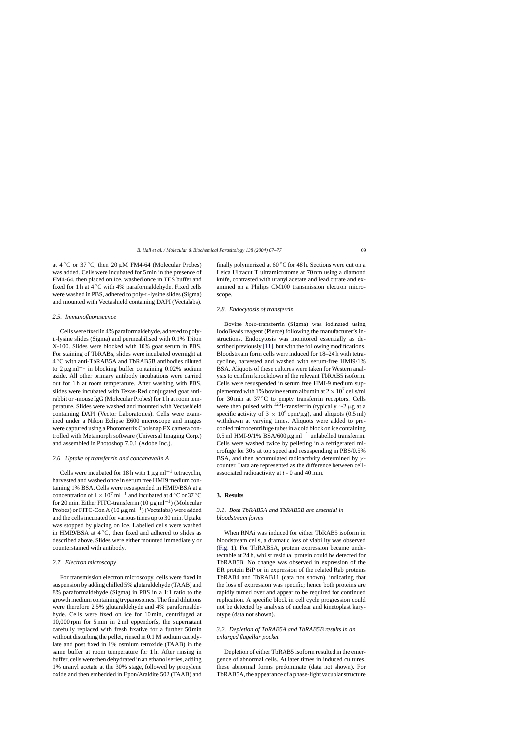at 4 °C or 37 °C, then 20 μM FM4-64 (Molecular Probes) was added. Cells were incubated for 5 min in the presence of FM4-64, then placed on ice, washed once in TES buffer and fixed for 1 h at 4 °C with 4% paraformaldehyde. Fixed cells were washed in PBS, adhered to poly-L-lysine slides (Sigma) and mounted with Vectashield containing DAPI (Vectalabs).

### 2.5. Immunofluorescence

Cells were fixed in 4% paraformaldehyde, adhered to poly-L-lysine slides (Sigma) and permeabilised with 0.1% Triton X-100. Slides were blocked with 10% goat serum in PBS. For staining of TbRABs, slides were incubated overnight at 4 °C with anti-TbRAB5A and TbRAB5B antibodies diluted to 2 μg ml$^{-1}$ in blocking buffer containing 0.02% sodium azide. All other primary antibody incubations were carried out for 1 h at room temperature. After washing with PBS, slides were incubated with Texas-Red conjugated goat anti-rabbit or -mouse IgG (Molecular Probes) for 1 h at room temperature. Slides were washed and mounted with Vectashield containing DAPI (Vector Laboratories). Cells were examined under a Nikon Eclipse E600 microscope and images were captured using a Photometrix Coolsnap FX camera controlled with Metamorph software (Universal Imaging Corp.) and assembled in Photoshop 7.0.1 (Adobe Inc.).

### 2.6. Uptake of transferrin and concanavalin A

Cells were incubated for 18 h with 1 μg ml$^{-1}$ tetracyclin, harvested and washed once in serum free HMI9 medium containing 1% BSA. Cells were resuspended in HMI9/BSA at a concentration of $1 \times 10^7$ ml$^{-1}$ and incubated at 4 °C or 37 °C for 20 min. Either FITC-transferrin (10 μg ml$^{-1}$) (Molecular Probes) or FITC-Con A (10 μg ml$^{-1}$) (Vectalabs) were added and the cells incubated for various times up to 30 min. Uptake was stopped by placing on ice. Labelled cells were washed in HMI9/BSA at 4 °C, then fixed and adhered to slides as described above. Slides were either mounted immediately or counterstained with antibody.

### 2.7. Electron microscopy

For transmission electron microscopy, cells were fixed in suspension by adding chilled 5% glutaraldehyde (TAAB) and 8% paraformaldehyde (Sigma) in PBS in a 1:1 ratio to the growth medium containing trypanosomes. The final dilutions were therefore 2.5% glutaraldehyde and 4% paraformaldehyde. Cells were fixed on ice for 10 min, centrifuged at 10,000 rpm for 5 min in 2 ml eppendorfs, the supernatant carefully replaced with fresh fixative for a further 50 min without disturbing the pellet, rinsed in 0.1 M sodium cacodylate and post fixed in 1% osmium tetroxide (TAAB) in the same buffer at room temperature for 1 h. After rinsing in buffer, cells were then dehydrated in an ethanol series, adding 1% uranyl acetate at the 30% stage, followed by propylene oxide and then embedded in Epon/Araldite 502 (TAAB) and finally polymerized at 60 °C for 48 h. Sections were cut on a Leica Ultracut T ultramicrotome at 70 nm using a diamond knife, contrasted with uranyl acetate and lead citrate and examined on a Philips CM100 transmission electron microscope.

### 2.8. Endocytosis of transferrin

Bovine *holo*-transferrin (Sigma) was iodinated using IodoBeads reagent (Pierce) following the manufacturer's instructions. Endocytosis was monitored essentially as described previously [11], but with the following modifications. Bloodstream form cells were induced for 18–24 h with tetracycline, harvested and washed with serum-free HMI9/1% BSA. Aliquots of these cultures were taken for Western analysis to confirm knockdown of the relevant TbRAB5 isoform. Cells were resuspended in serum free HMI-9 medium supplemented with 1% bovine serum albumin at $2 \times 10^7$ cells/ml for 30 min at 37 °C to empty transferrin receptors. Cells were then pulsed with $^{125}$I-transferrin (typically ∼2 μg at a specific activity of $3 \times 10^6$ cpm/μg), and aliquots (0.5 ml) withdrawn at varying times. Aliquots were added to precooled microcentrifuge tubes in a cold block on ice containing 0.5 ml HMI-9/1% BSA/600 μg ml$^{-1}$ unlabelled transferrin. Cells were washed twice by pelleting in a refrigerated microfuge for 30 s at top speed and resuspending in PBS/0.5% BSA, and then accumulated radioactivity determined by $\gamma$-counter. Data are represented as the difference between cell-associated radioactivity at $t = 0$ and 40 min.

## 3. Results

### 3.1. Both TbRAB5A and TbRAB5B are essential in bloodstream forms

When RNAi was induced for either TbRAB5 isoform in bloodstream cells, a dramatic loss of viability was observed (Fig. 1). For TbRAB5A, protein expression became undetectable at 24 h, whilst residual protein could be detected for TbRAB5B. No change was observed in expression of the ER protein BiP or in expression of the related Rab proteins TbRAB4 and TbRAB11 (data not shown), indicating that the loss of expression was specific; hence both proteins are rapidly turned over and appear to be required for continued replication. A specific block in cell cycle progression could not be detected by analysis of nuclear and kinetoplast karyotype (data not shown).

### 3.2. Depletion of TbRAB5A and TbRAB5B results in an enlarged flagellar pocket

Depletion of either TbRAB5 isoform resulted in the emergence of abnormal cells. At later times in induced cultures, these abnormal forms predominate (data not shown). For TbRAB5A, the appearance of a phase-light vacuolar structure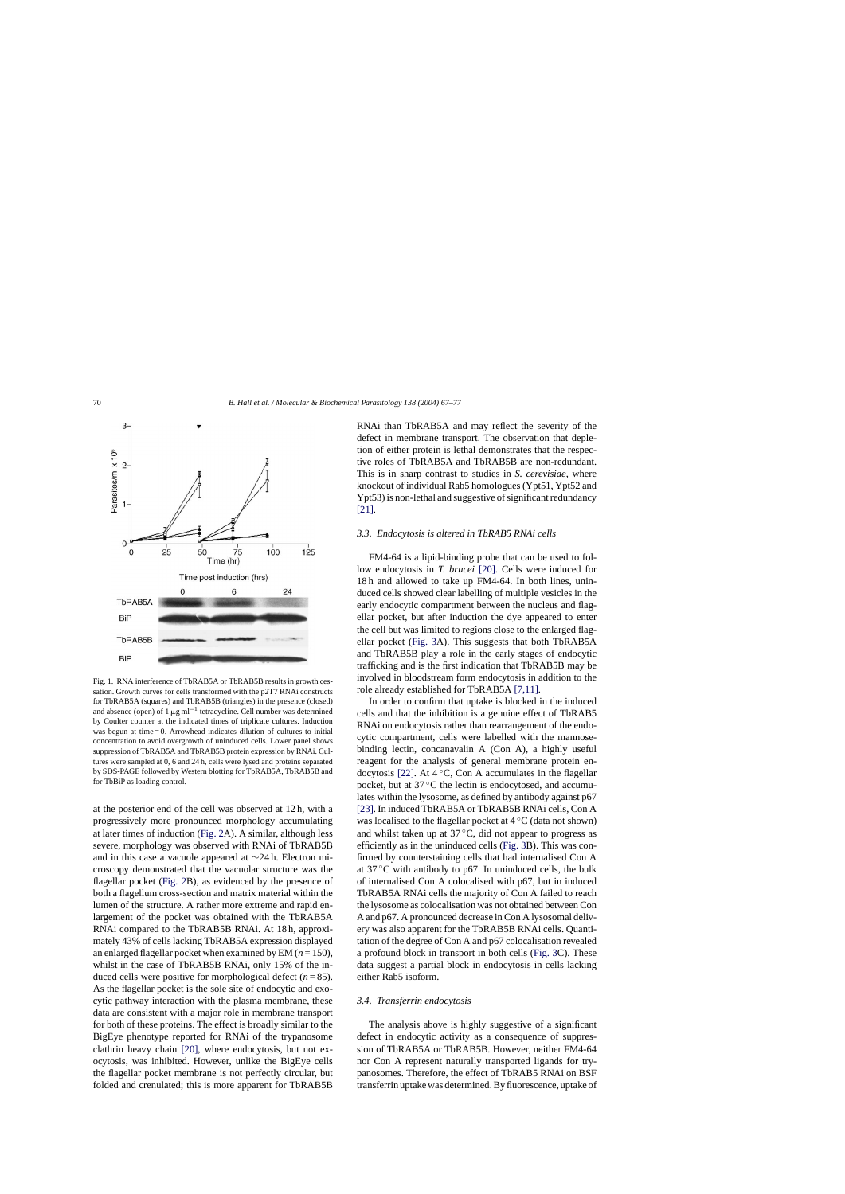Fig. 1. RNA interference of TbRAB5A or TbRAB5B results in growth cessation. Growth curves for cells transformed with the p2T7 RNAi constructs for TbRAB5A (squares) and TbRAB5B (triangles) in the presence (closed) and absence (open) of 1 μg ml$^{-1}$ tetracycline. Cell number was determined by Coulter counter at the indicated times of triplicate cultures. Induction was begun at time = 0. Arrowhead indicates dilution of cultures to initial concentration to avoid overgrowth of uninduced cells. Lower panel shows suppression of TbRAB5A and TbRAB5B protein expression by RNAi. Cultures were sampled at 0, 6 and 24 h, cells were lysed and proteins separated by SDS-PAGE followed by Western blotting for TbRAB5A, TbRAB5B and for TbBiP as loading control.

at the posterior end of the cell was observed at 12 h, with a progressively more pronounced morphology accumulating at later times of induction (Fig. 2A). A similar, although less severe, morphology was observed with RNAi of TbRAB5B and in this case a vacuole appeared at ∼24 h. Electron microscopy demonstrated that the vacuolar structure was the flagellar pocket (Fig. 2B), as evidenced by the presence of both a flagellum cross-section and matrix material within the lumen of the structure. A rather more extreme and rapid enlargement of the pocket was obtained with the TbRAB5A RNAi compared to the TbRAB5B RNAi. At 18 h, approximately 43% of cells lacking TbRAB5A expression displayed an enlarged flagellar pocket when examined by EM ($n = 150$), whilst in the case of TbRAB5B RNAi, only 15% of the induced cells were positive for morphological defect ($n = 85$). As the flagellar pocket is the sole site of endocytic and exocytic pathway interaction with the plasma membrane, these data are consistent with a major role in membrane transport for both of these proteins. The effect is broadly similar to the BigEye phenotype reported for RNAi of the trypanosome clathrin heavy chain [20], where endocytosis, but not exocytosis, was inhibited. However, unlike the BigEye cells the flagellar pocket membrane is not perfectly circular, but folded and crenulated; this is more apparent for TbRAB5B RNAi than TbRAB5A and may reflect the severity of the defect in membrane transport. The observation that depletion of either protein is lethal demonstrates that the respective roles of TbRAB5A and TbRAB5B are non-redundant. This is in sharp contrast to studies in *S. cerevisiae*, where knockout of individual Rab5 homologues (Ypt51, Ypt52 and Ypt53) is non-lethal and suggestive of significant redundancy [21].

### 3.3. Endocytosis is altered in TbRAB5 RNAi cells

FM4-64 is a lipid-binding probe that can be used to follow endocytosis in *T. brucei* [20]. Cells were induced for 18 h and allowed to take up FM4-64. In both lines, uninduced cells showed clear labelling of multiple vesicles in the early endocytic compartment between the nucleus and flagellar pocket, but after induction the dye appeared to enter the cell but was limited to regions close to the enlarged flagellar pocket (Fig. 3A). This suggests that both TbRAB5A and TbRAB5B play a role in the early stages of endocytic trafficking and is the first indication that TbRAB5B may be involved in bloodstream form endocytosis in addition to the role already established for TbRAB5A [7,11].

In order to confirm that uptake is blocked in the induced cells and that the inhibition is a genuine effect of TbRAB5 RNAi on endocytosis rather than rearrangement of the endocytic compartment, cells were labelled with the mannose-binding lectin, concanavalin A (Con A), a highly useful reagent for the analysis of general membrane protein endocytosis [22]. At 4 °C, Con A accumulates in the flagellar pocket, but at 37 °C the lectin is endocytosed, and accumulates within the lysosome, as defined by antibody against p67 [23]. In induced TbRAB5A or TbRAB5B RNAi cells, Con A was localised to the flagellar pocket at 4 °C (data not shown) and whilst taken up at 37 °C, did not appear to progress as efficiently as in the uninduced cells (Fig. 3B). This was confirmed by counterstaining cells that had internalised Con A at 37 °C with antibody to p67. In uninduced cells, the bulk of internalised Con A colocalised with p67, but in induced TbRAB5A RNAi cells the majority of Con A failed to reach the lysosome as colocalisation was not obtained between Con A and p67. A pronounced decrease in Con A lysosomal delivery was also apparent for the TbRAB5B RNAi cells. Quantitation of the degree of Con A and p67 colocalisation revealed a profound block in transport in both cells (Fig. 3C). These data suggest a partial block in endocytosis in cells lacking either Rab5 isoform.

### 3.4. Transferrin endocytosis

The analysis above is highly suggestive of a significant defect in endocytic activity as a consequence of suppression of TbRAB5A or TbRAB5B. However, neither FM4-64 nor Con A represent naturally transported ligands for trypanosomes. Therefore, the effect of TbRAB5 RNAi on BSF transferrin uptake was determined. By fluorescence, uptake of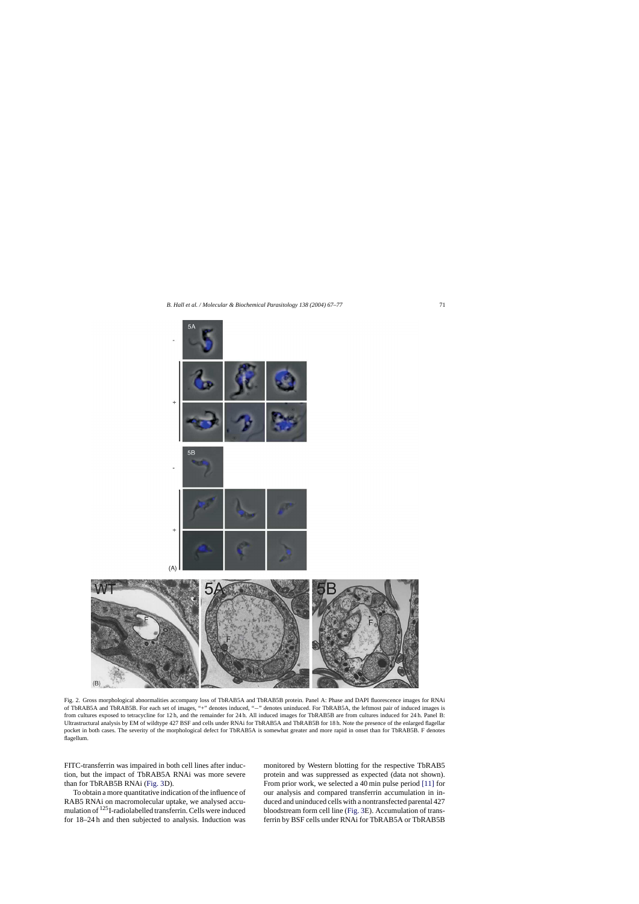Fig. 2. Gross morphological abnormalities accompany loss of TbRAB5A and TbRAB5B protein. Panel A: Phase and DAPI fluorescence images for RNAi of TbRAB5A and TbRAB5B. For each set of images, "+" denotes induced, "−" denotes uninduced. For TbRAB5A, the leftmost pair of induced images is from cultures exposed to tetracycline for 12 h, and the remainder for 24 h. All induced images for TbRAB5B are from cultures induced for 24 h. Panel B: Ultrastructural analysis by EM of wildtype 427 BSF and cells under RNAi for TbRAB5A and TbRAB5B for 18 h. Note the presence of the enlarged flagellar pocket in both cases. The severity of the morphological defect for TbRAB5A is somewhat greater and more rapid in onset than for TbRAB5B. F denotes flagellum.

FITC-transferrin was impaired in both cell lines after induction, but the impact of TbRAB5A RNAi was more severe than for TbRAB5B RNAi (Fig. 3D).

To obtain a more quantitative indication of the influence of RAB5 RNAi on macromolecular uptake, we analysed accumulation of $^{125}$I-radiolabelled transferrin. Cells were induced for 18–24 h and then subjected to analysis. Induction was monitored by Western blotting for the respective TbRAB5 protein and was suppressed as expected (data not shown). From prior work, we selected a 40 min pulse period [11] for our analysis and compared transferrin accumulation in induced and uninduced cells with a nontransfected parental 427 bloodstream form cell line (Fig. 3E). Accumulation of transferrin by BSF cells under RNAi for TbRAB5A or TbRAB5B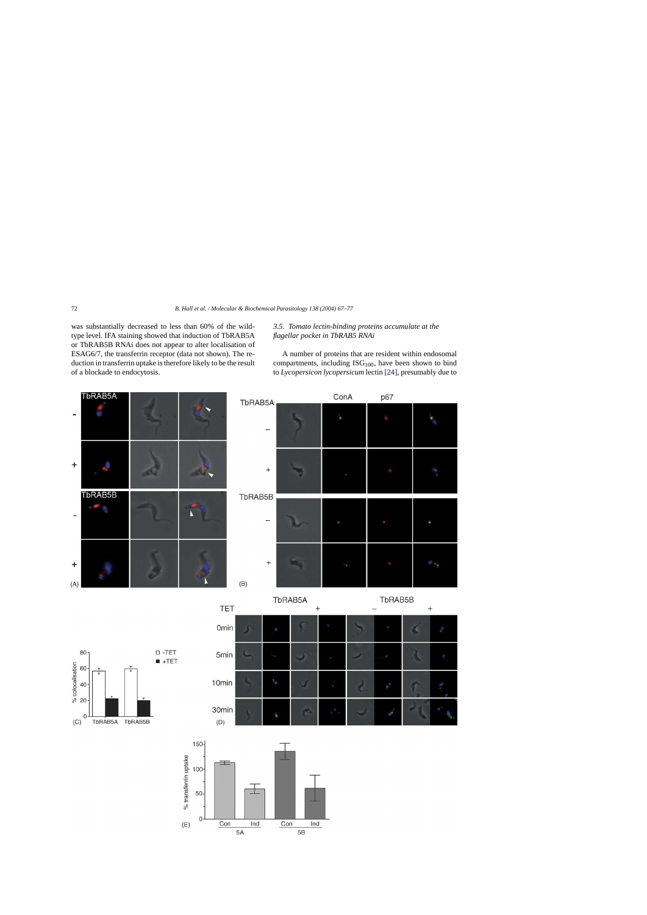was substantially decreased to less than 60% of the wild-type level. IFA staining showed that induction of TbRAB5A or TbRAB5B RNAi does not appear to alter localisation of ESAG6/7, the transferrin receptor (data not shown). The reduction in transferrin uptake is therefore likely to be the result of a blockade to endocytosis.

### 3.5. *Tomato lectin-binding proteins accumulate at the flagellar pocket in TbRAB5 RNAi*

A number of proteins that are resident within endosomal compartments, including $ISG_{100}$, have been shown to bind to *Lycopersicon lycopersicum* lectin [24], presumably due to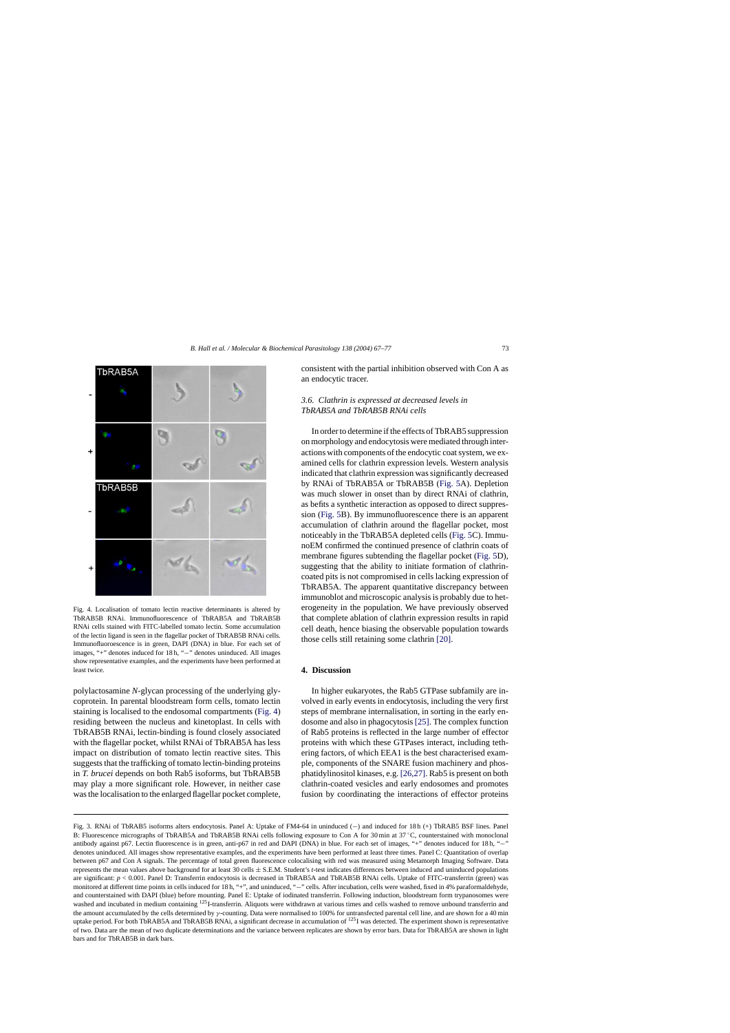Fig. 4. Localisation of tomato lectin reactive determinants is altered by TbRAB5B RNAi. Immunofluorescence of TbRAB5A and TbRAB5B RNAi cells stained with FITC-labelled tomato lectin. Some accumulation of the lectin ligand is seen in the flagellar pocket of TbRAB5B RNAi cells. Immunofluoroescence is in green, DAPI (DNA) in blue. For each set of images, "+" denotes induced for 18 h, "−" denotes uninduced. All images show representative examples, and the experiments have been performed at least twice.

polylactosamine *N*-glycan processing of the underlying glycoprotein. In parental bloodstream form cells, tomato lectin staining is localised to the endosomal compartments (Fig. 4) residing between the nucleus and kinetoplast. In cells with TbRAB5B RNAi, lectin-binding is found closely associated with the flagellar pocket, whilst RNAi of TbRAB5A has less impact on distribution of tomato lectin reactive sites. This suggests that the trafficking of tomato lectin-binding proteins in *T. brucei* depends on both Rab5 isoforms, but TbRAB5B may play a more significant role. However, in neither case was the localisation to the enlarged flagellar pocket complete, consistent with the partial inhibition observed with Con A as an endocytic tracer.

### 3.6. Clathrin is expressed at decreased levels in TbRAB5A and TbRAB5B RNAi cells

In order to determine if the effects of TbRAB5 suppression on morphology and endocytosis were mediated through interactions with components of the endocytic coat system, we examined cells for clathrin expression levels. Western analysis indicated that clathrin expression was significantly decreased by RNAi of TbRAB5A or TbRAB5B (Fig. 5A). Depletion was much slower in onset than by direct RNAi of clathrin, as befits a synthetic interaction as opposed to direct suppression (Fig. 5B). By immunofluorescence there is an apparent accumulation of clathrin around the flagellar pocket, most noticeably in the TbRAB5A depleted cells (Fig. 5C). ImmunoEM confirmed the continued presence of clathrin coats of membrane figures subtending the flagellar pocket (Fig. 5D), suggesting that the ability to initiate formation of clathrin-coated pits is not compromised in cells lacking expression of TbRAB5A. The apparent quantitative discrepancy between immunoblot and microscopic analysis is probably due to heterogeneity in the population. We have previously observed that complete ablation of clathrin expression results in rapid cell death, hence biasing the observable population towards those cells still retaining some clathrin [20].

## 4. Discussion

In higher eukaryotes, the Rab5 GTPase subfamily are involved in early events in endocytosis, including the very first steps of membrane internalisation, in sorting in the early endosome and also in phagocytosis [25]. The complex function of Rab5 proteins is reflected in the large number of effector proteins with which these GTPases interact, including tethering factors, of which EEA1 is the best characterised example, components of the SNARE fusion machinery and phosphatidylinositol kinases, e.g. [26,27]. Rab5 is present on both clathrin-coated vesicles and early endosomes and promotes fusion by coordinating the interactions of effector proteins

Fig. 3. RNAi of TbRAB5 isoforms alters endocytosis. Panel A: Uptake of FM4-64 in uninduced (−) and induced for 18 h (+) TbRAB5 BSF lines. Panel B: Fluorescence micrographs of TbRAB5A and TbRAB5B RNAi cells following exposure to Con A for 30 min at 37 °C, counterstained with monoclonal antibody against p67. Lectin fluorescence is in green, anti-p67 in red and DAPI (DNA) in blue. For each set of images, "+" denotes induced for 18 h, "−" denotes uninduced. All images show representative examples, and the experiments have been performed at least three times. Panel C: Quantitation of overlap between p67 and Con A signals. The percentage of total green fluorescence colocalising with red was measured using Metamorph Imaging Software. Data represents the mean values above background for at least 30 cells ± S.E.M. Student's *t*-test indicates differences between induced and uninduced populations are significant: $p < 0.001$. Panel D: Transferrin endocytosis is decreased in TbRAB5A and TbRAB5B RNAi cells. Uptake of FITC-transferrin (green) was monitored at different time points in cells induced for 18 h, "+", and uninduced, "−" cells. After incubation, cells were washed, fixed in 4% paraformaldehyde, and counterstained with DAPI (blue) before mounting. Panel E: Uptake of iodinated transferrin. Following induction, bloodstream form trypanosomes were washed and incubated in medium containing $^{125}$I-transferrin. Aliquots were withdrawn at various times and cells washed to remove unbound transferrin and the amount accumulated by the cells determined by $\gamma$-counting. Data were normalised to 100% for untransfected parental cell line, and are shown for a 40 min uptake period. For both TbRAB5A and TbRAB5B RNAi, a significant decrease in accumulation of $^{125}$I was detected. The experiment shown is representative of two. Data are the mean of two duplicate determinations and the variance between replicates are shown by error bars. Data for TbRAB5A are shown in light bars and for TbRAB5B in dark bars.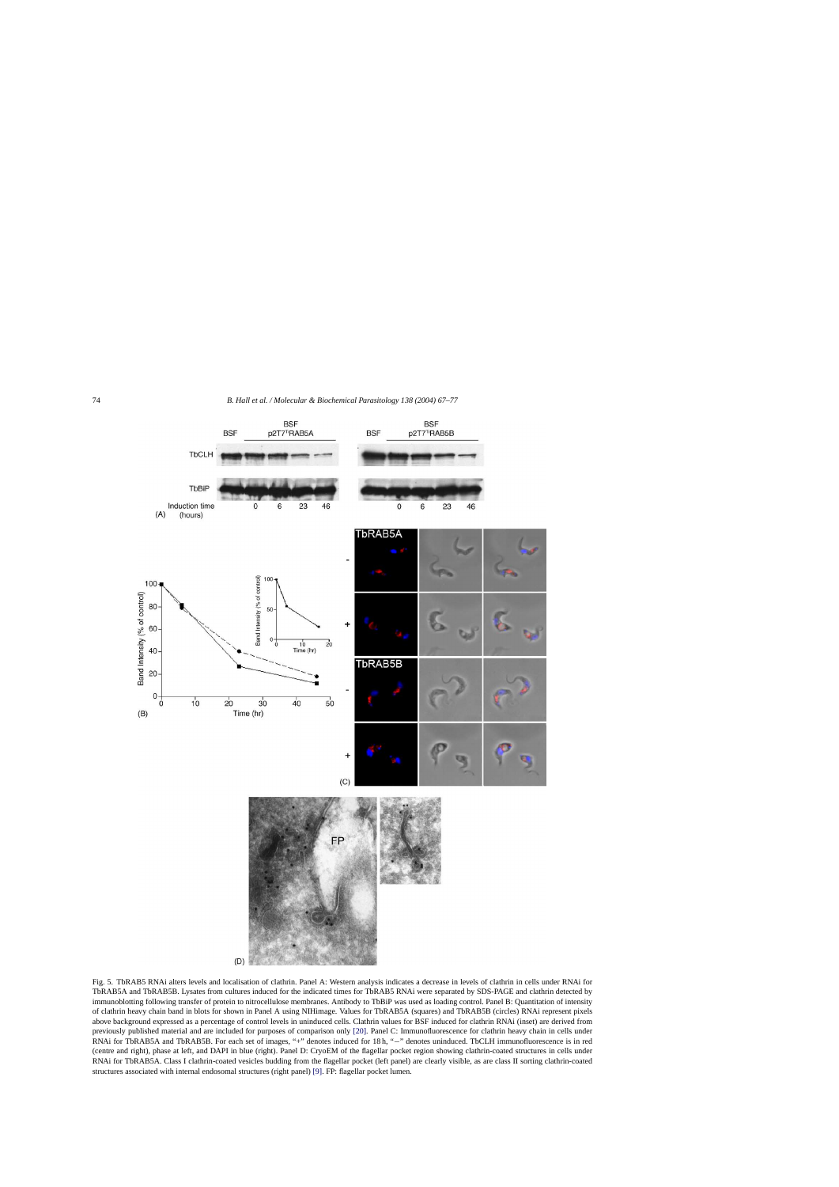Fig. 5. TbRAB5 RNAi alters levels and localisation of clathrin. Panel A: Western analysis indicates a decrease in levels of clathrin in cells under RNAi for TbRAB5A and TbRAB5B. Lysates from cultures induced for the indicated times for TbRAB5 RNAi were separated by SDS-PAGE and clathrin detected by immunoblotting following transfer of protein to nitrocellulose membranes. Antibody to TbBiP was used as loading control. Panel B: Quantitation of intensity of clathrin heavy chain band in blots for shown in Panel A using NIHimage. Values for TbRAB5A (squares) and TbRAB5B (circles) RNAi represent pixels above background expressed as a percentage of control levels in uninduced cells. Clathrin values for BSF induced for clathrin RNAi (inset) are derived from previously published material and are included for purposes of comparison only [20]. Panel C: Immunofluorescence for clathrin heavy chain in cells under RNAi for TbRAB5A and TbRAB5B. For each set of images, "+" denotes induced for 18 h, "−" denotes uninduced. TbCLH immunofluorescence is in red (centre and right), phase at left, and DAPI in blue (right). Panel D: CryoEM of the flagellar pocket region showing clathrin-coated structures in cells under RNAi for TbRAB5A. Class I clathrin-coated vesicles budding from the flagellar pocket (left panel) are clearly visible, as are class II sorting clathrin-coated structures associated with internal endosomal structures (right panel) [9]. FP: flagellar pocket lumen.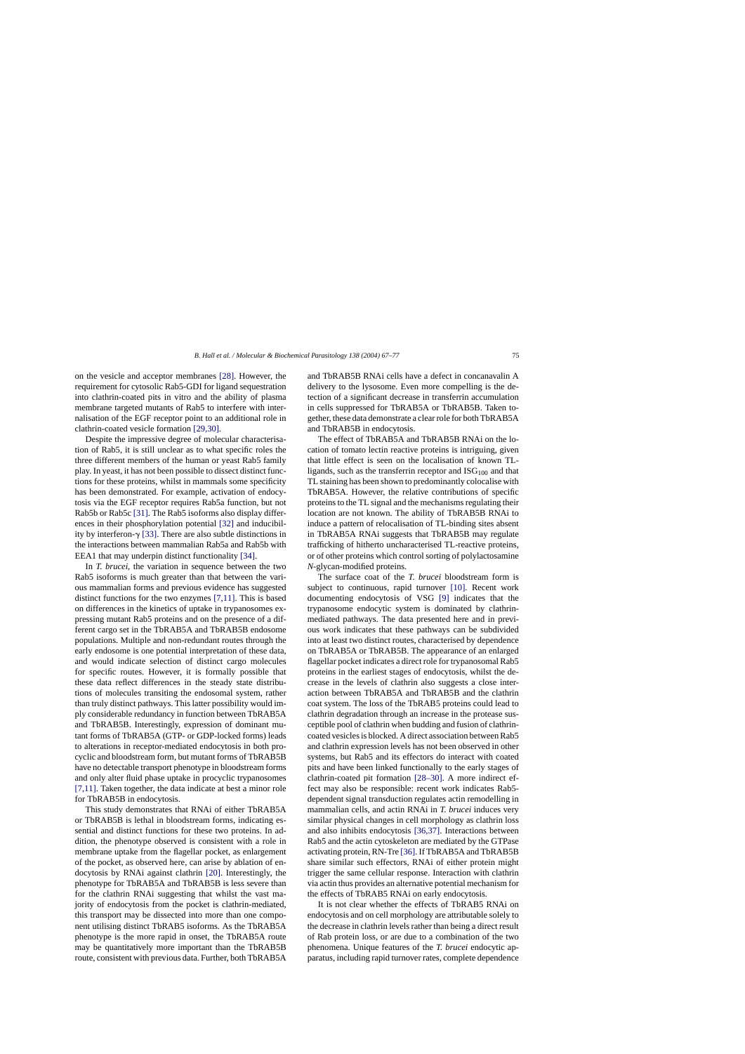on the vesicle and acceptor membranes [28]. However, the requirement for cytosolic Rab5-GDI for ligand sequestration into clathrin-coated pits in vitro and the ability of plasma membrane targeted mutants of Rab5 to interfere with internalisation of the EGF receptor point to an additional role in clathrin-coated vesicle formation [29,30].

Despite the impressive degree of molecular characterisation of Rab5, it is still unclear as to what specific roles the three different members of the human or yeast Rab5 family play. In yeast, it has not been possible to dissect distinct functions for these proteins, whilst in mammals some specificity has been demonstrated. For example, activation of endocytosis via the EGF receptor requires Rab5a function, but not Rab5b or Rab5c [31]. The Rab5 isoforms also display differences in their phosphorylation potential [32] and inducibility by interferon-γ [33]. There are also subtle distinctions in the interactions between mammalian Rab5a and Rab5b with EEA1 that may underpin distinct functionality [34].

In *T. brucei*, the variation in sequence between the two Rab5 isoforms is much greater than that between the various mammalian forms and previous evidence has suggested distinct functions for the two enzymes [7,11]. This is based on differences in the kinetics of uptake in trypanosomes expressing mutant Rab5 proteins and on the presence of a different cargo set in the TbRAB5A and TbRAB5B endosome populations. Multiple and non-redundant routes through the early endosome is one potential interpretation of these data, and would indicate selection of distinct cargo molecules for specific routes. However, it is formally possible that these data reflect differences in the steady state distributions of molecules transiting the endosomal system, rather than truly distinct pathways. This latter possibility would imply considerable redundancy in function between TbRAB5A and TbRAB5B. Interestingly, expression of dominant mutant forms of TbRAB5A (GTP- or GDP-locked forms) leads to alterations in receptor-mediated endocytosis in both procyclic and bloodstream form, but mutant forms of TbRAB5B have no detectable transport phenotype in bloodstream forms and only alter fluid phase uptake in procyclic trypanosomes [7,11]. Taken together, the data indicate at best a minor role for TbRAB5B in endocytosis.

This study demonstrates that RNAi of either TbRAB5A or TbRAB5B is lethal in bloodstream forms, indicating essential and distinct functions for these two proteins. In addition, the phenotype observed is consistent with a role in membrane uptake from the flagellar pocket, as enlargement of the pocket, as observed here, can arise by ablation of endocytosis by RNAi against clathrin [20]. Interestingly, the phenotype for TbRAB5A and TbRAB5B is less severe than for the clathrin RNAi suggesting that whilst the vast majority of endocytosis from the pocket is clathrin-mediated, this transport may be dissected into more than one component utilising distinct TbRAB5 isoforms. As the TbRAB5A phenotype is the more rapid in onset, the TbRAB5A route may be quantitatively more important than the TbRAB5B route, consistent with previous data. Further, both TbRAB5A and TbRAB5B RNAi cells have a defect in concanavalin A delivery to the lysosome. Even more compelling is the detection of a significant decrease in transferrin accumulation in cells suppressed for TbRAB5A or TbRAB5B. Taken together, these data demonstrate a clear role for both TbRAB5A and TbRAB5B in endocytosis.

The effect of TbRAB5A and TbRAB5B RNAi on the location of tomato lectin reactive proteins is intriguing, given that little effect is seen on the localisation of known TL-ligands, such as the transferrin receptor and $ISG_{100}$ and that TL staining has been shown to predominantly colocalise with TbRAB5A. However, the relative contributions of specific proteins to the TL signal and the mechanisms regulating their location are not known. The ability of TbRAB5B RNAi to induce a pattern of relocalisation of TL-binding sites absent in TbRAB5A RNAi suggests that TbRAB5B may regulate trafficking of hitherto uncharacterised TL-reactive proteins, or of other proteins which control sorting of polylactosamine *N*-glycan-modified proteins.

The surface coat of the *T. brucei* bloodstream form is subject to continuous, rapid turnover [10]. Recent work documenting endocytosis of VSG [9] indicates that the trypanosome endocytic system is dominated by clathrin-mediated pathways. The data presented here and in previous work indicate that these pathways can be subdivided into at least two distinct routes, characterised by dependence on TbRAB5A or TbRAB5B. The appearance of an enlarged flagellar pocket indicates a direct role for trypanosomal Rab5 proteins in the earliest stages of endocytosis, whilst the decrease in the levels of clathrin also suggests a close interaction between TbRAB5A and TbRAB5B and the clathrin coat system. The loss of the TbRAB5 proteins could lead to clathrin degradation through an increase in the protease susceptible pool of clathrin when budding and fusion of clathrin-coated vesicles is blocked. A direct association between Rab5 and clathrin expression levels has not been observed in other systems, but Rab5 and its effectors do interact with coated pits and have been linked functionally to the early stages of clathrin-coated pit formation [28–30]. A more indirect effect may also be responsible: recent work indicates Rab5-dependent signal transduction regulates actin remodelling in mammalian cells, and actin RNAi in *T. brucei* induces very similar physical changes in cell morphology as clathrin loss and also inhibits endocytosis [36,37]. Interactions between Rab5 and the actin cytoskeleton are mediated by the GTPase activating protein, RN-Tre [36]. If TbRAB5A and TbRAB5B share similar such effectors, RNAi of either protein might trigger the same cellular response. Interaction with clathrin via actin thus provides an alternative potential mechanism for the effects of TbRAB5 RNAi on early endocytosis.

It is not clear whether the effects of TbRAB5 RNAi on endocytosis and on cell morphology are attributable solely to the decrease in clathrin levels rather than being a direct result of Rab protein loss, or are due to a combination of the two phenomena. Unique features of the *T. brucei* endocytic apparatus, including rapid turnover rates, complete dependence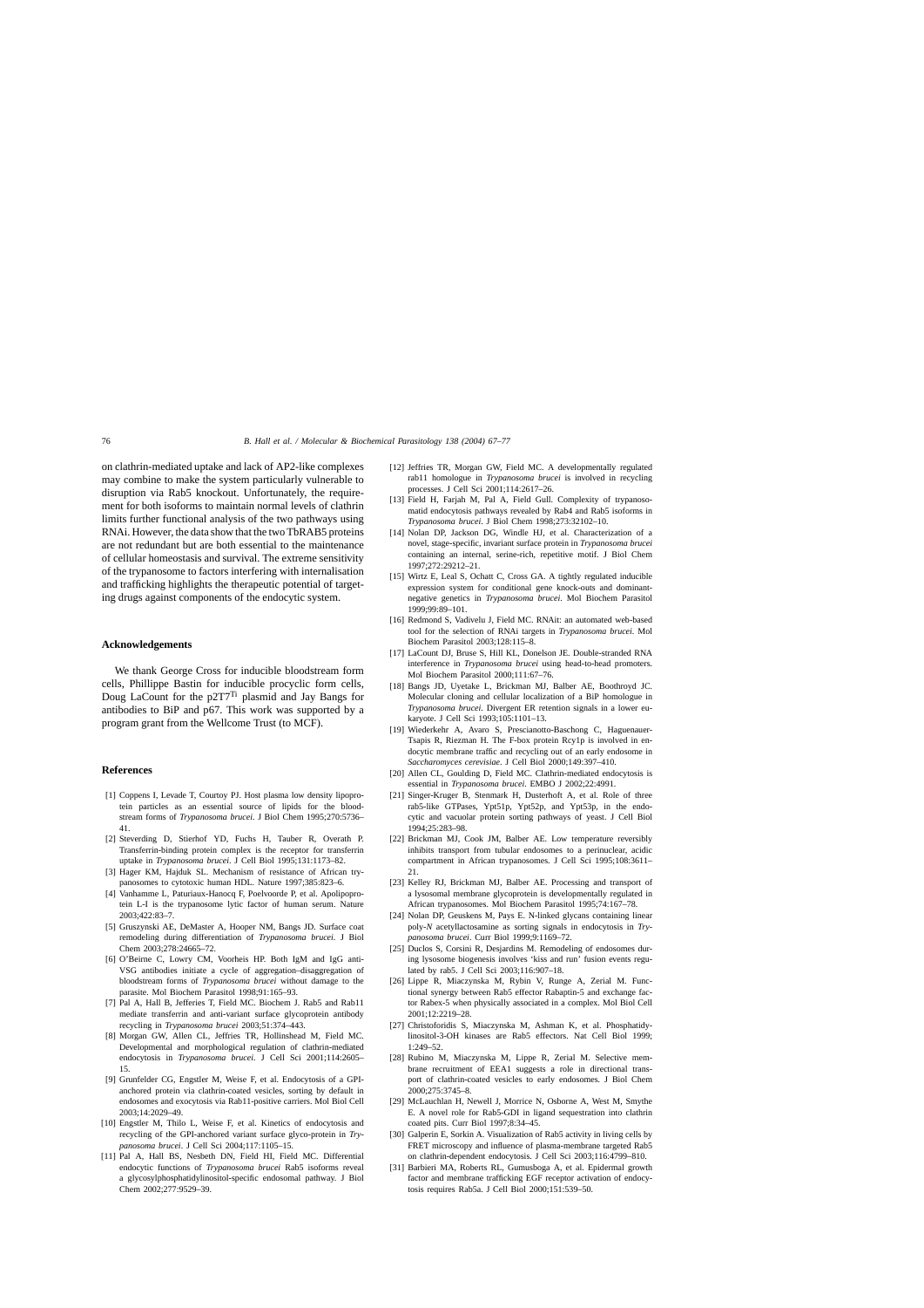on clathrin-mediated uptake and lack of AP2-like complexes may combine to make the system particularly vulnerable to disruption via Rab5 knockout. Unfortunately, the requirement for both isoforms to maintain normal levels of clathrin limits further functional analysis of the two pathways using RNAi. However, the data show that the two TbRAB5 proteins are not redundant but are both essential to the maintenance of cellular homeostasis and survival. The extreme sensitivity of the trypanosome to factors interfering with internalisation and trafficking highlights the therapeutic potential of targeting drugs against components of the endocytic system.

## Acknowledgements

We thank George Cross for inducible bloodstream form cells, Phillippe Bastin for inducible procyclic form cells, Doug LaCount for the p2T7$^{Ti}$ plasmid and Jay Bangs for antibodies to BiP and p67. This work was supported by a program grant from the Wellcome Trust (to MCF).

## References

[1] Coppens I, Levade T, Courtoy PJ. Host plasma low density lipoprotein particles as an essential source of lipids for the bloodstream forms of *Trypanosoma brucei*. J Biol Chem 1995;270:5736–41.

[2] Steverding D, Stierhof YD, Fuchs H, Tauber R, Overath P. Transferrin-binding protein complex is the receptor for transferrin uptake in *Trypanosoma brucei*. J Cell Biol 1995;131:1173–82.

[3] Hager KM, Hajduk SL. Mechanism of resistance of African trypanosomes to cytotoxic human HDL. Nature 1997;385:823–6.

[4] Vanhamme L, Paturiaux-Hanocq F, Poelvoorde P, et al. Apolipoprotein L-I is the trypanosome lytic factor of human serum. Nature 2003;422:83–7.

[5] Gruszynski AE, DeMaster A, Hooper NM, Bangs JD. Surface coat remodeling during differentiation of *Trypanosoma brucei*. J Biol Chem 2003;278:24665–72.

[6] O'Beirne C, Lowry CM, Voorheis HP. Both IgM and IgG anti-VSG antibodies initiate a cycle of aggregation–disaggregation of bloodstream forms of *Trypanosoma brucei* without damage to the parasite. Mol Biochem Parasitol 1998;91:165–93.

[7] Pal A, Hall B, Jefferies T, Field MC. Biochem J. Rab5 and Rab11 mediate transferrin and anti-variant surface glycoprotein antibody recycling in *Trypanosoma brucei* 2003;51:374–443.

[8] Morgan GW, Allen CL, Jeffries TR, Hollinshead M, Field MC. Developmental and morphological regulation of clathrin-mediated endocytosis in *Trypanosoma brucei*. J Cell Sci 2001;114:2605–15.

[9] Grunfelder CG, Engstler M, Weise F, et al. Endocytosis of a GPI-anchored protein via clathrin-coated vesicles, sorting by default in endosomes and exocytosis via Rab11-positive carriers. Mol Biol Cell 2003;14:2029–49.

[10] Engstler M, Thilo L, Weise F, et al. Kinetics of endocytosis and recycling of the GPI-anchored variant surface glyco-protein in *Trypanosoma brucei*. J Cell Sci 2004;117:1105–15.

[11] Pal A, Hall BS, Nesbeth DN, Field HI, Field MC. Differential endocytic functions of *Trypanosoma brucei* Rab5 isoforms reveal a glycosylphosphatidylinositol-specific endosomal pathway. J Biol Chem 2002;277:9529–39.

[12] Jeffries TR, Morgan GW, Field MC. A developmentally regulated rab11 homologue in *Trypanosoma brucei* is involved in recycling processes. J Cell Sci 2001;114:2617–26.

[13] Field H, Farjah M, Pal A, Field Gull. Complexity of trypanosomatid endocytosis pathways revealed by Rab4 and Rab5 isoforms in *Trypanosoma brucei*. J Biol Chem 1998;273:32102–10.

[14] Nolan DP, Jackson DG, Windle HJ, et al. Characterization of a novel, stage-specific, invariant surface protein in *Trypanosoma brucei* containing an internal, serine-rich, repetitive motif. J Biol Chem 1997;272:29212–21.

[15] Wirtz E, Leal S, Ochatt C, Cross GA. A tightly regulated inducible expression system for conditional gene knock-outs and dominant-negative genetics in *Trypanosoma brucei*. Mol Biochem Parasitol 1999;99:89–101.

[16] Redmond S, Vadivelu J, Field MC. RNAit: an automated web-based tool for the selection of RNAi targets in *Trypanosoma brucei*. Mol Biochem Parasitol 2003;128:115–8.

[17] LaCount DJ, Bruse S, Hill KL, Donelson JE. Double-stranded RNA interference in *Trypanosoma brucei* using head-to-head promoters. Mol Biochem Parasitol 2000;111:67–76.

[18] Bangs JD, Uyetake L, Brickman MJ, Balber AE, Boothroyd JC. Molecular cloning and cellular localization of a BiP homologue in *Trypanosoma brucei*. Divergent ER retention signals in a lower eukaryote. J Cell Sci 1993;105:1101–13.

[19] Wiederkehr A, Avaro S, Prescianotto-Baschong C, Haguenauer-Tsapis R, Riezman H. The F-box protein Rcy1p is involved in endocytic membrane traffic and recycling out of an early endosome in *Saccharomyces cerevisiae*. J Cell Biol 2000;149:397–410.

[20] Allen CL, Goulding D, Field MC. Clathrin-mediated endocytosis is essential in *Trypanosoma brucei*. EMBO J 2002;22:4991.

[21] Singer-Kruger B, Stenmark H, Dusterhoft A, et al. Role of three rab5-like GTPases, Ypt51p, Ypt52p, and Ypt53p, in the endocytic and vacuolar protein sorting pathways of yeast. J Cell Biol 1994;25:283–98.

[22] Brickman MJ, Cook JM, Balber AE. Low temperature reversibly inhibits transport from tubular endosomes to a perinuclear, acidic compartment in African trypanosomes. J Cell Sci 1995;108:3611–21.

[23] Kelley RJ, Brickman MJ, Balber AE. Processing and transport of a lysosomal membrane glycoprotein is developmentally regulated in African trypanosomes. Mol Biochem Parasitol 1995;74:167–78.

[24] Nolan DP, Geuskens M, Pays E. N-linked glycans containing linear poly-*N* acetyllactosamine as sorting signals in endocytosis in *Trypanosoma brucei*. Curr Biol 1999;9:1169–72.

[25] Duclos S, Corsini R, Desjardins M. Remodeling of endosomes during lysosome biogenesis involves 'kiss and run' fusion events regulated by rab5. J Cell Sci 2003;116:907–18.

[26] Lippe R, Miaczynska M, Rybin V, Runge A, Zerial M. Functional synergy between Rab5 effector Rabaptin-5 and exchange factor Rabex-5 when physically associated in a complex. Mol Biol Cell 2001;12:2219–28.

[27] Christoforidis S, Miaczynska M, Ashman K, et al. Phosphatidylinositol-3-OH kinases are Rab5 effectors. Nat Cell Biol 1999; 1:249–52.

[28] Rubino M, Miaczynska M, Lippe R, Zerial M. Selective membrane recruitment of EEA1 suggests a role in directional transport of clathrin-coated vesicles to early endosomes. J Biol Chem 2000;275:3745–8.

[29] McLauchlan H, Newell J, Morrice N, Osborne A, West M, Smythe E. A novel role for Rab5-GDI in ligand sequestration into clathrin coated pits. Curr Biol 1997;8:34–45.

[30] Galperin E, Sorkin A. Visualization of Rab5 activity in living cells by FRET microscopy and influence of plasma-membrane targeted Rab5 on clathrin-dependent endocytosis. J Cell Sci 2003;116:4799–810.

[31] Barbieri MA, Roberts RL, Gumusboga A, et al. Epidermal growth factor and membrane trafficking EGF receptor activation of endocytosis requires Rab5a. J Cell Biol 2000;151:539–50.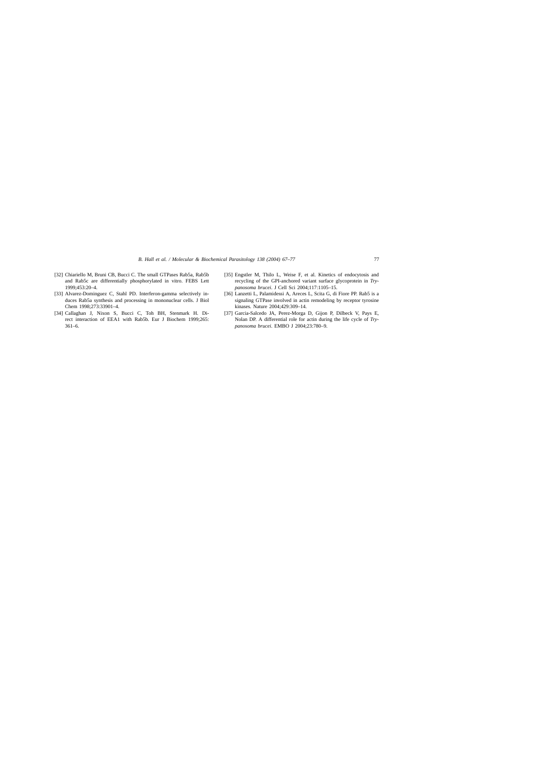[32] Chiariello M, Bruni CB, Bucci C. The small GTPases Rab5a, Rab5b and Rab5c are differentially phosphorylated in vitro. FEBS Lett 1999;453:20–4.

[33] Alvarez-Dominguez C, Stahl PD. Interferon-gamma selectively induces Rab5a synthesis and processing in mononuclear cells. J Biol Chem 1998;273:33901–4.

[34] Callaghan J, Nixon S, Bucci C, Toh BH, Stenmark H. Direct interaction of EEA1 with Rab5b. Eur J Biochem 1999;265: 361–6.

[35] Engstler M, Thilo L, Weise F, et al. Kinetics of endocytosis and recycling of the GPI-anchored variant surface glycoprotein in *Trypanosoma brucei*. J Cell Sci 2004;117:1105–15.

[36] Lanzetti L, Palamidessi A, Areces L, Scita G, di Fiore PP. Rab5 is a signaling GTPase involved in actin remodeling by receptor tyrosine kinases. Nature 2004;429:309–14.

[37] Garcia-Salcedo JA, Perez-Morga D, Gijon P, Dilbeck V, Pays E, Nolan DP. A differential role for actin during the life cycle of *Trypanosoma brucei*. EMBO J 2004;23:780–9.